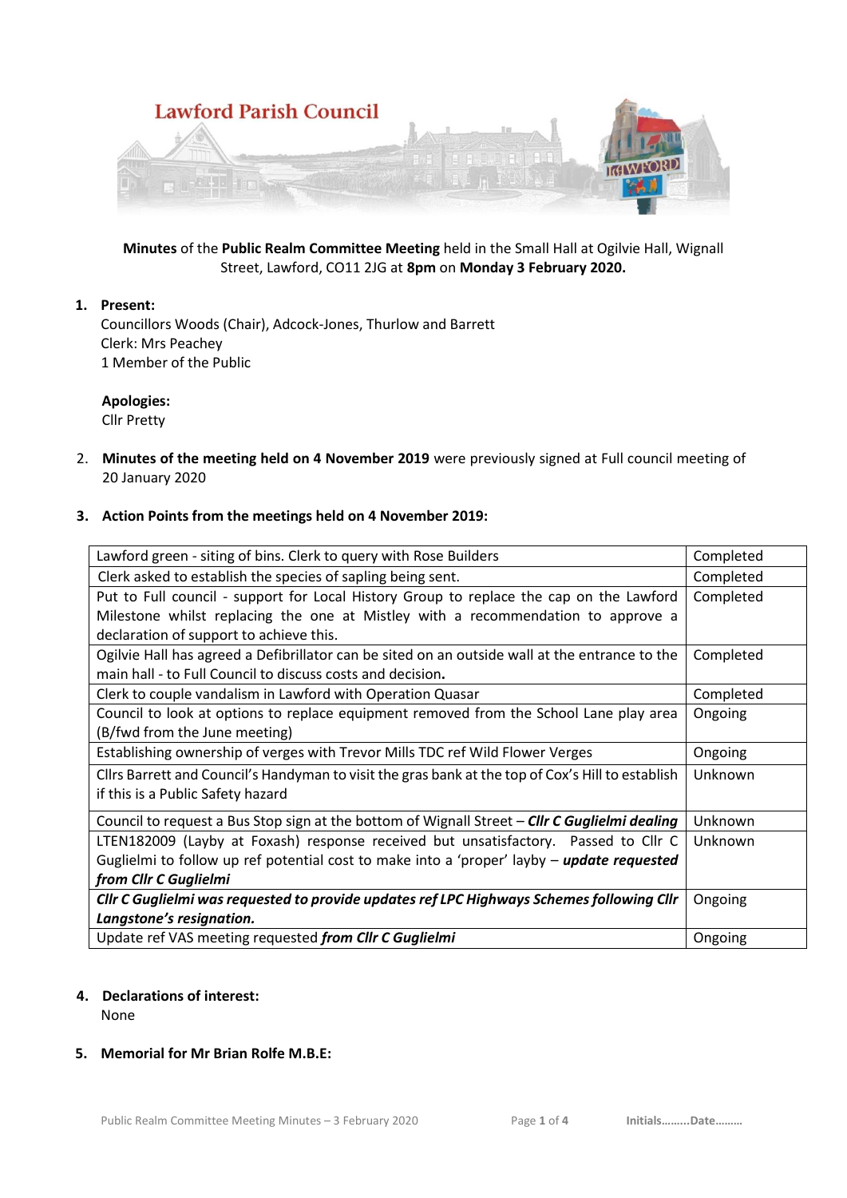Lawford Parish Council

**Minutes** of the **Public Realm Committee Meeting** held in the Small Hall at Ogilvie Hall, Wignall Street, Lawford, CO11 2JG at **8pm** on **Monday 3 February 2020.**

1. **Present:**
   Councillors Woods (Chair), Adcock-Jones, Thurlow and Barrett
   Clerk: Mrs Peachey
   1 Member of the Public

   **Apologies:**
   Cllr Pretty

2. **Minutes of the meeting held on 4 November 2019** were previously signed at Full council meeting of 20 January 2020

3. **Action Points from the meetings held on 4 November 2019:**

| | |
|---|---|
| Lawford green - siting of bins. Clerk to query with Rose Builders | Completed |
| Clerk asked to establish the species of sapling being sent. | Completed |
| Put to Full council - support for Local History Group to replace the cap on the Lawford Milestone whilst replacing the one at Mistley with a recommendation to approve a declaration of support to achieve this. | Completed |
| Ogilvie Hall has agreed a Defibrillator can be sited on an outside wall at the entrance to the main hall - to Full Council to discuss costs and decision. | Completed |
| Clerk to couple vandalism in Lawford with Operation Quasar | Completed |
| Council to look at options to replace equipment removed from the School Lane play area (B/fwd from the June meeting) | Ongoing |
| Establishing ownership of verges with Trevor Mills TDC ref Wild Flower Verges | Ongoing |
| Cllrs Barrett and Council's Handyman to visit the gras bank at the top of Cox's Hill to establish if this is a Public Safety hazard | Unknown |
| Council to request a Bus Stop sign at the bottom of Wignall Street – ***Cllr C Guglielmi dealing*** | Unknown |
| LTEN182009 (Layby at Foxash) response received but unsatisfactory. Passed to Cllr C Guglielmi to follow up ref potential cost to make into a 'proper' layby – ***update requested from Cllr C Guglielmi*** | Unknown |
| ***Cllr C Guglielmi was requested to provide updates ref LPC Highways Schemes following Cllr Langstone's resignation.*** | Ongoing |
| Update ref VAS meeting requested ***from Cllr C Guglielmi*** | Ongoing |

4. **Declarations of interest:**
   None

5. **Memorial for Mr Brian Rolfe M.B.E:**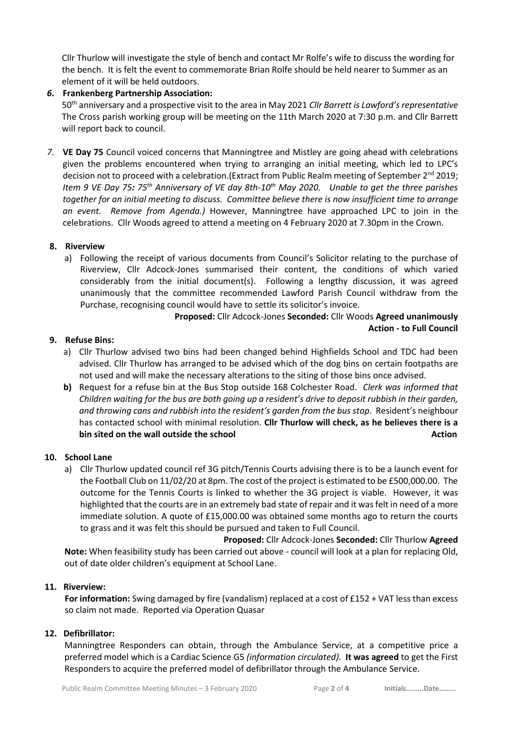Cllr Thurlow will investigate the style of bench and contact Mr Rolfe's wife to discuss the wording for the bench. It is felt the event to commemorate Brian Rolfe should be held nearer to Summer as an element of it will be held outdoors.

***6.*** **Frankenberg Partnership Association:**

50th anniversary and a prospective visit to the area in May 2021 *Cllr Barrett is Lawford's representative* The Cross parish working group will be meeting on the 11th March 2020 at 7:30 p.m. and Cllr Barrett will report back to council.

*7.* **VE Day 75** Council voiced concerns that Manningtree and Mistley are going ahead with celebrations given the problems encountered when trying to arranging an initial meeting, which led to LPC's decision not to proceed with a celebration.(Extract from Public Realm meeting of September 2nd 2019; *Item 9 VE Day 75: 75th Anniversary of VE day 8th-10th May 2020. Unable to get the three parishes together for an initial meeting to discuss. Committee believe there is now insufficient time to arrange an event. Remove from Agenda.)* However, Manningtree have approached LPC to join in the celebrations. Cllr Woods agreed to attend a meeting on 4 February 2020 at 7.30pm in the Crown.

**8. Riverview**

a) Following the receipt of various documents from Council's Solicitor relating to the purchase of Riverview, Cllr Adcock-Jones summarised their content, the conditions of which varied considerably from the initial document(s). Following a lengthy discussion, it was agreed unanimously that the committee recommended Lawford Parish Council withdraw from the Purchase, recognising council would have to settle its solicitor's invoice.

**Proposed:** Cllr Adcock-Jones **Seconded:** Cllr Woods **Agreed unanimously**
**Action - to Full Council**

**9. Refuse Bins:**

a) Cllr Thurlow advised two bins had been changed behind Highfields School and TDC had been advised. Cllr Thurlow has arranged to be advised which of the dog bins on certain footpaths are not used and will make the necessary alterations to the siting of those bins once advised.

**b)** Request for a refuse bin at the Bus Stop outside 168 Colchester Road. *Clerk was informed that Children waiting for the bus are both going up a resident's drive to deposit rubbish in their garden, and throwing cans and rubbish into the resident's garden from the bus stop.* Resident's neighbour has contacted school with minimal resolution. **Cllr Thurlow will check, as he believes there is a bin sited on the wall outside the school** **Action**

**10. School Lane**

a) Cllr Thurlow updated council ref 3G pitch/Tennis Courts advising there is to be a launch event for the Football Club on 11/02/20 at 8pm. The cost of the project is estimated to be £500,000.00. The outcome for the Tennis Courts is linked to whether the 3G project is viable. However, it was highlighted that the courts are in an extremely bad state of repair and it was felt in need of a more immediate solution. A quote of £15,000.00 was obtained some months ago to return the courts to grass and it was felt this should be pursued and taken to Full Council.

**Proposed:** Cllr Adcock-Jones **Seconded:** Cllr Thurlow **Agreed**

**Note:** When feasibility study has been carried out above - council will look at a plan for replacing Old, out of date older children's equipment at School Lane.

**11. Riverview:**

**For information:** Swing damaged by fire (vandalism) replaced at a cost of £152 + VAT less than excess so claim not made. Reported via Operation Quasar

**12. Defibrillator:**

Manningtree Responders can obtain, through the Ambulance Service, at a competitive price a preferred model which is a Cardiac Science G5 *(information circulated).* **It was agreed** to get the First Responders to acquire the preferred model of defibrillator through the Ambulance Service.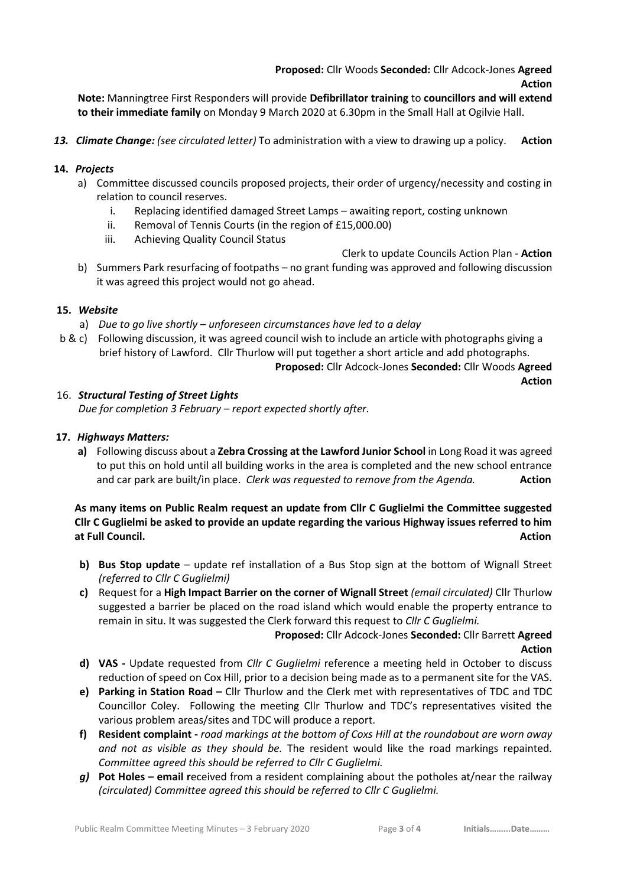**Proposed:** Cllr Woods **Seconded:** Cllr Adcock-Jones **Agreed**

**Action**

**Note:** Manningtree First Responders will provide **Defibrillator training** to **councillors and will extend to their immediate family** on Monday 9 March 2020 at 6.30pm in the Small Hall at Ogilvie Hall.

***13. Climate Change:*** *(see circulated letter)* To administration with a view to drawing up a policy. **Action**

**14.** ***Projects***

a) Committee discussed councils proposed projects, their order of urgency/necessity and costing in relation to council reserves.
   i. Replacing identified damaged Street Lamps – awaiting report, costing unknown
   ii. Removal of Tennis Courts (in the region of £15,000.00)
   iii. Achieving Quality Council Status

Clerk to update Councils Action Plan - **Action**

b) Summers Park resurfacing of footpaths – no grant funding was approved and following discussion it was agreed this project would not go ahead.

**15.** ***Website***

a) *Due to go live shortly – unforeseen circumstances have led to a delay*

b & c) Following discussion, it was agreed council wish to include an article with photographs giving a brief history of Lawford. Cllr Thurlow will put together a short article and add photographs.

**Proposed:** Cllr Adcock-Jones **Seconded:** Cllr Woods **Agreed**

**Action**

16. ***Structural Testing of Street Lights***

*Due for completion 3 February – report expected shortly after.*

**17.** ***Highways Matters:***

**a)** Following discuss about a **Zebra Crossing at the Lawford Junior School** in Long Road it was agreed to put this on hold until all building works in the area is completed and the new school entrance and car park are built/in place. *Clerk was requested to remove from the Agenda.* **Action**

**As many items on Public Realm request an update from Cllr C Guglielmi the Committee suggested Cllr C Guglielmi be asked to provide an update regarding the various Highway issues referred to him at Full Council. Action**

**b) Bus Stop update** – update ref installation of a Bus Stop sign at the bottom of Wignall Street *(referred to Cllr C Guglielmi)*

**c)** Request for a **High Impact Barrier on the corner of Wignall Street** *(email circulated)* Cllr Thurlow suggested a barrier be placed on the road island which would enable the property entrance to remain in situ. It was suggested the Clerk forward this request to *Cllr C Guglielmi.*

**Proposed:** Cllr Adcock-Jones **Seconded:** Cllr Barrett **Agreed**

**Action**

**d) VAS -** Update requested from *Cllr C Guglielmi* reference a meeting held in October to discuss reduction of speed on Cox Hill, prior to a decision being made as to a permanent site for the VAS.

**e) Parking in Station Road –** Cllr Thurlow and the Clerk met with representatives of TDC and TDC Councillor Coley. Following the meeting Cllr Thurlow and TDC's representatives visited the various problem areas/sites and TDC will produce a report.

**f) Resident complaint -** *road markings at the bottom of Coxs Hill at the roundabout are worn away and not as visible as they should be.* The resident would like the road markings repainted. *Committee agreed this should be referred to Cllr C Guglielmi.*

***g)*** **Pot Holes – email r**eceived from a resident complaining about the potholes at/near the railway *(circulated) Committee agreed this should be referred to Cllr C Guglielmi.*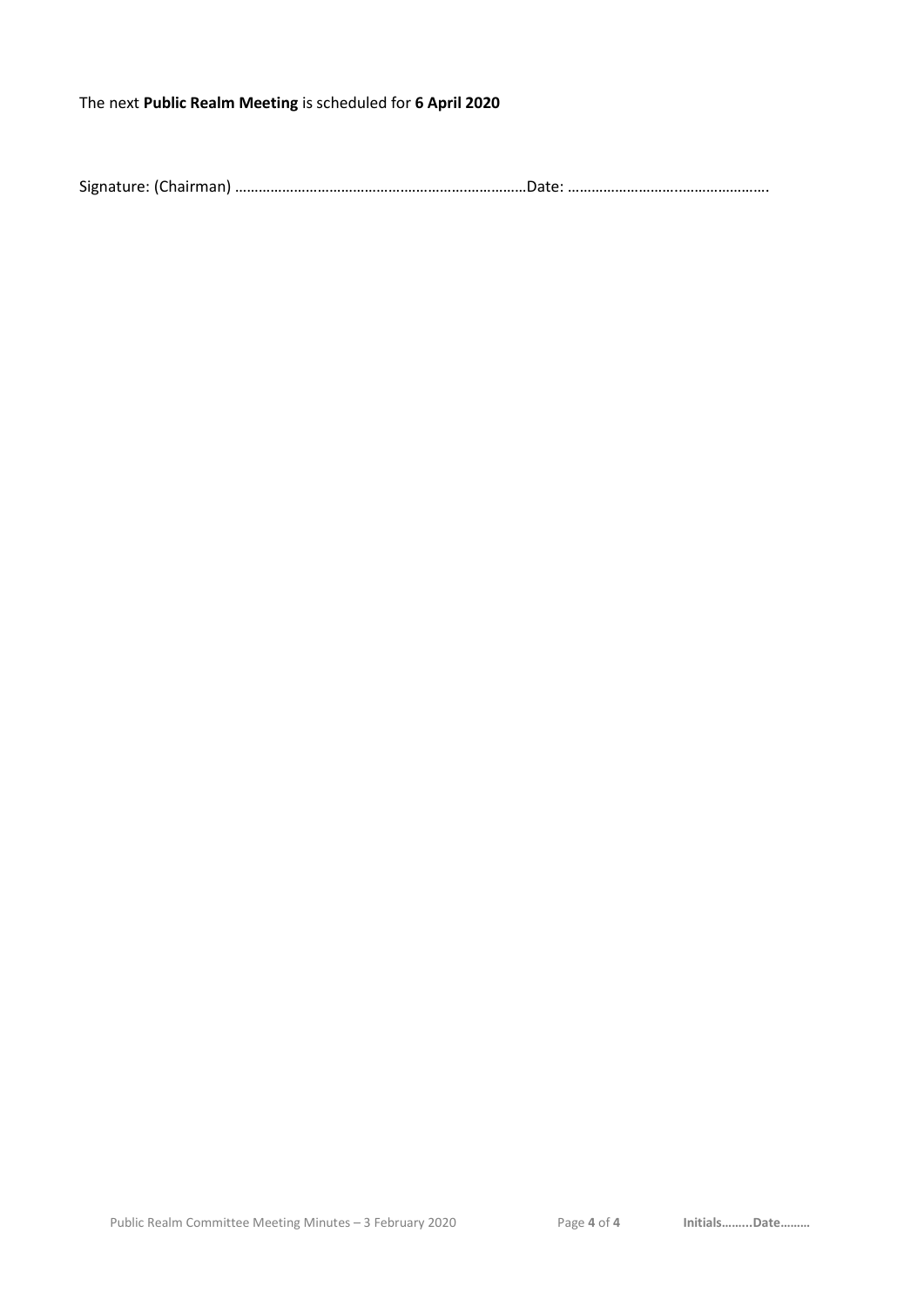The next **Public Realm Meeting** is scheduled for **6 April 2020**

Signature: (Chairman) ………………………………………………………………Date: ………………………..………………….